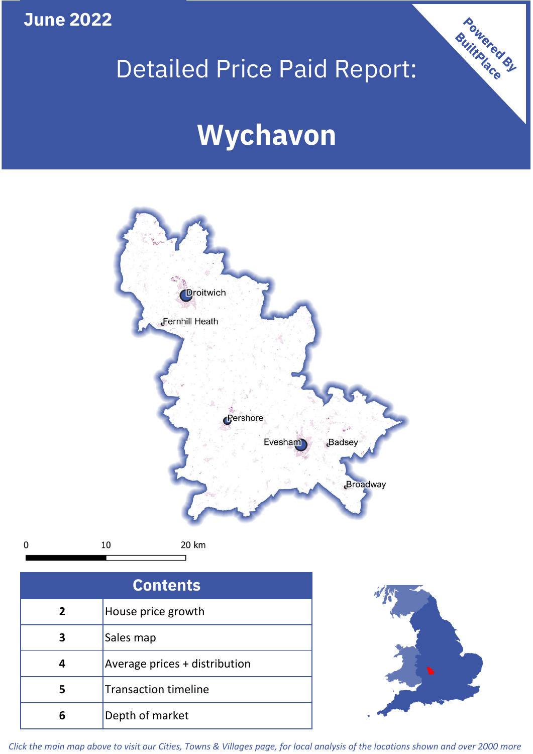June 2022

# Detailed Price Paid Report:

# Wychavon

Powered By BuiltPlace

Droitwich
Fernhill Heath
Pershore
Evesham
Badsey
Broadway

0 10 20 km

| Contents | |
|---|---|
| 2 | House price growth |
| 3 | Sales map |
| 4 | Average prices + distribution |
| 5 | Transaction timeline |
| 6 | Depth of market |

*Click the main map above to visit our Cities, Towns & Villages page, for local analysis of the locations shown and over 2000 more*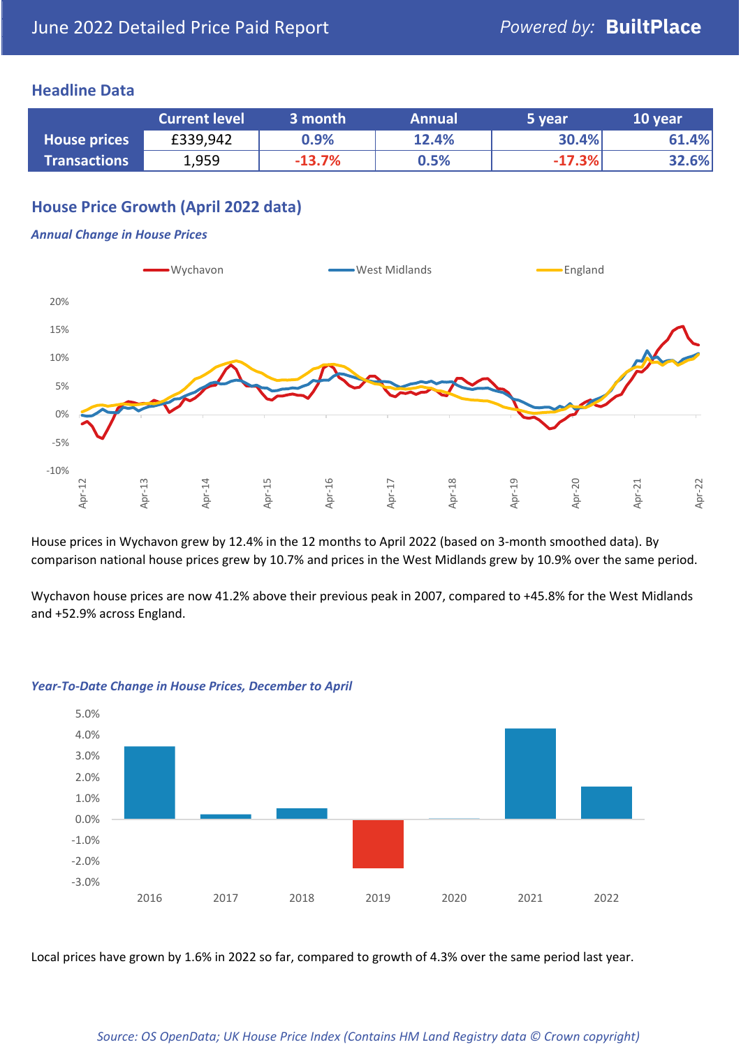June 2022 Detailed Price Paid Report

Powered by: **BuiltPlace**

## Headline Data

| | Current level | 3 month | Annual | 5 year | 10 year |
|---|---|---|---|---|---|
| **House prices** | £339,942 | 0.9% | 12.4% | 30.4% | 61.4% |
| **Transactions** | 1,959 | -13.7% | 0.5% | -17.3% | 32.6% |

## House Price Growth (April 2022 data)

***Annual Change in House Prices***

House prices in Wychavon grew by 12.4% in the 12 months to April 2022 (based on 3-month smoothed data). By comparison national house prices grew by 10.7% and prices in the West Midlands grew by 10.9% over the same period.

Wychavon house prices are now 41.2% above their previous peak in 2007, compared to +45.8% for the West Midlands and +52.9% across England.

***Year-To-Date Change in House Prices, December to April***

Local prices have grown by 1.6% in 2022 so far, compared to growth of 4.3% over the same period last year.

*Source: OS OpenData; UK House Price Index (Contains HM Land Registry data © Crown copyright)*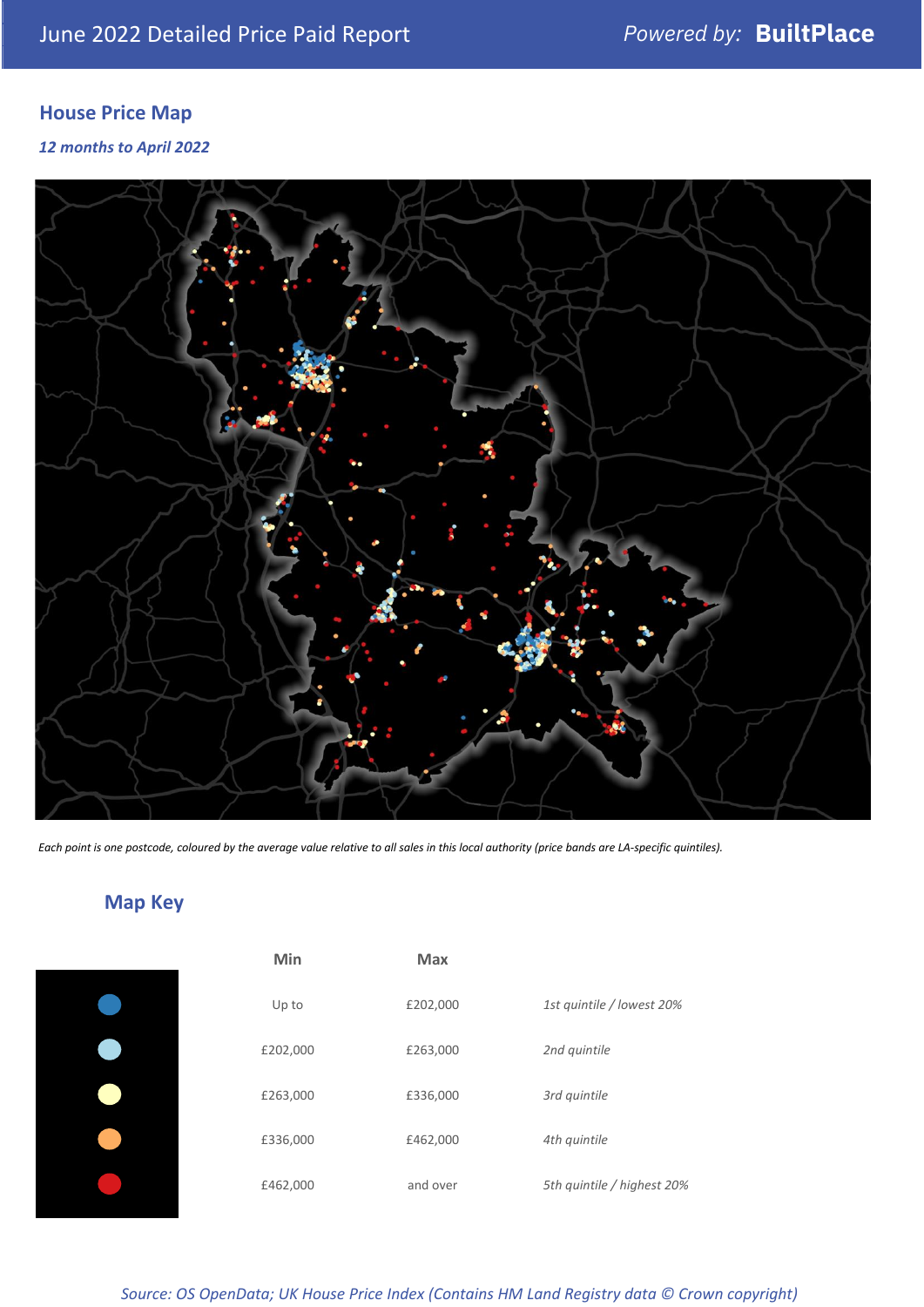# June 2022 Detailed Price Paid Report

*Powered by:* **BuiltPlace**

## House Price Map

*12 months to April 2022*

*Each point is one postcode, coloured by the average value relative to all sales in this local authority (price bands are LA-specific quintiles).*

## Map Key

| | Min | Max | |
|---|---|---|---|
| | Up to | £202,000 | *1st quintile / lowest 20%* |
| | £202,000 | £263,000 | *2nd quintile* |
| | £263,000 | £336,000 | *3rd quintile* |
| | £336,000 | £462,000 | *4th quintile* |
| | £462,000 | and over | *5th quintile / highest 20%* |

*Source: OS OpenData; UK House Price Index (Contains HM Land Registry data © Crown copyright)*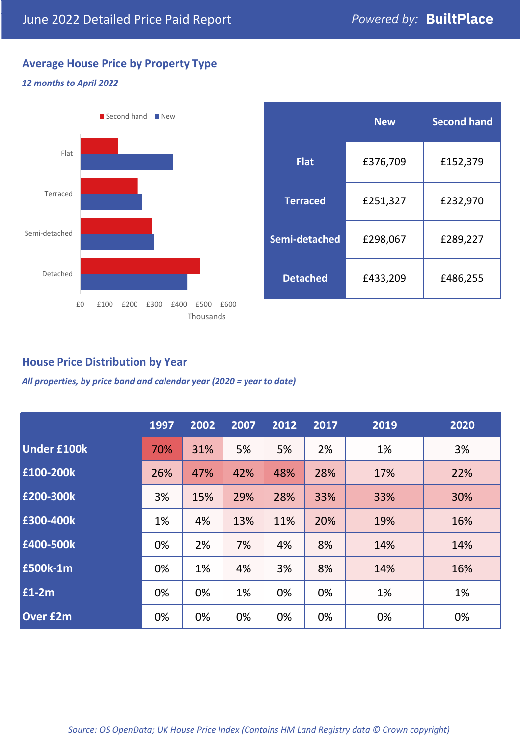June 2022 Detailed Price Paid Report

*Powered by:* **BuiltPlace**

## Average House Price by Property Type

***12 months to April 2022***

| | New | Second hand |
|---|---|---|
| **Flat** | £376,709 | £152,379 |
| **Terraced** | £251,327 | £232,970 |
| **Semi-detached** | £298,067 | £289,227 |
| **Detached** | £433,209 | £486,255 |

## House Price Distribution by Year

***All properties, by price band and calendar year (2020 = year to date)***

| | 1997 | 2002 | 2007 | 2012 | 2017 | 2019 | 2020 |
|---|---|---|---|---|---|---|---|
| **Under £100k** | 70% | 31% | 5% | 5% | 2% | 1% | 3% |
| **£100-200k** | 26% | 47% | 42% | 48% | 28% | 17% | 22% |
| **£200-300k** | 3% | 15% | 29% | 28% | 33% | 33% | 30% |
| **£300-400k** | 1% | 4% | 13% | 11% | 20% | 19% | 16% |
| **£400-500k** | 0% | 2% | 7% | 4% | 8% | 14% | 14% |
| **£500k-1m** | 0% | 1% | 4% | 3% | 8% | 14% | 16% |
| **£1-2m** | 0% | 0% | 1% | 0% | 0% | 1% | 1% |
| **Over £2m** | 0% | 0% | 0% | 0% | 0% | 0% | 0% |

*Source: OS OpenData; UK House Price Index (Contains HM Land Registry data © Crown copyright)*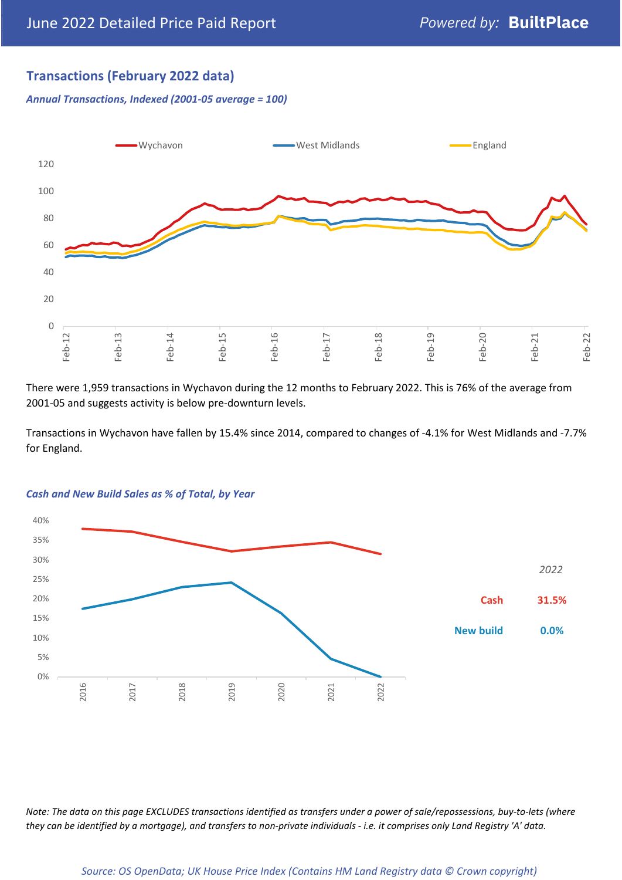## Transactions (February 2022 data)

*Annual Transactions, Indexed (2001-05 average = 100)*

There were 1,959 transactions in Wychavon during the 12 months to February 2022. This is 76% of the average from 2001-05 and suggests activity is below pre-downturn levels.

Transactions in Wychavon have fallen by 15.4% since 2014, compared to changes of -4.1% for West Midlands and -7.7% for England.

*Cash and New Build Sales as % of Total, by Year*

| 2022 | |
|---|---|
| Cash | 31.5% |
| New build | 0.0% |

*Note: The data on this page EXCLUDES transactions identified as transfers under a power of sale/repossessions, buy-to-lets (where they can be identified by a mortgage), and transfers to non-private individuals - i.e. it comprises only Land Registry 'A' data.*

*Source: OS OpenData; UK House Price Index (Contains HM Land Registry data © Crown copyright)*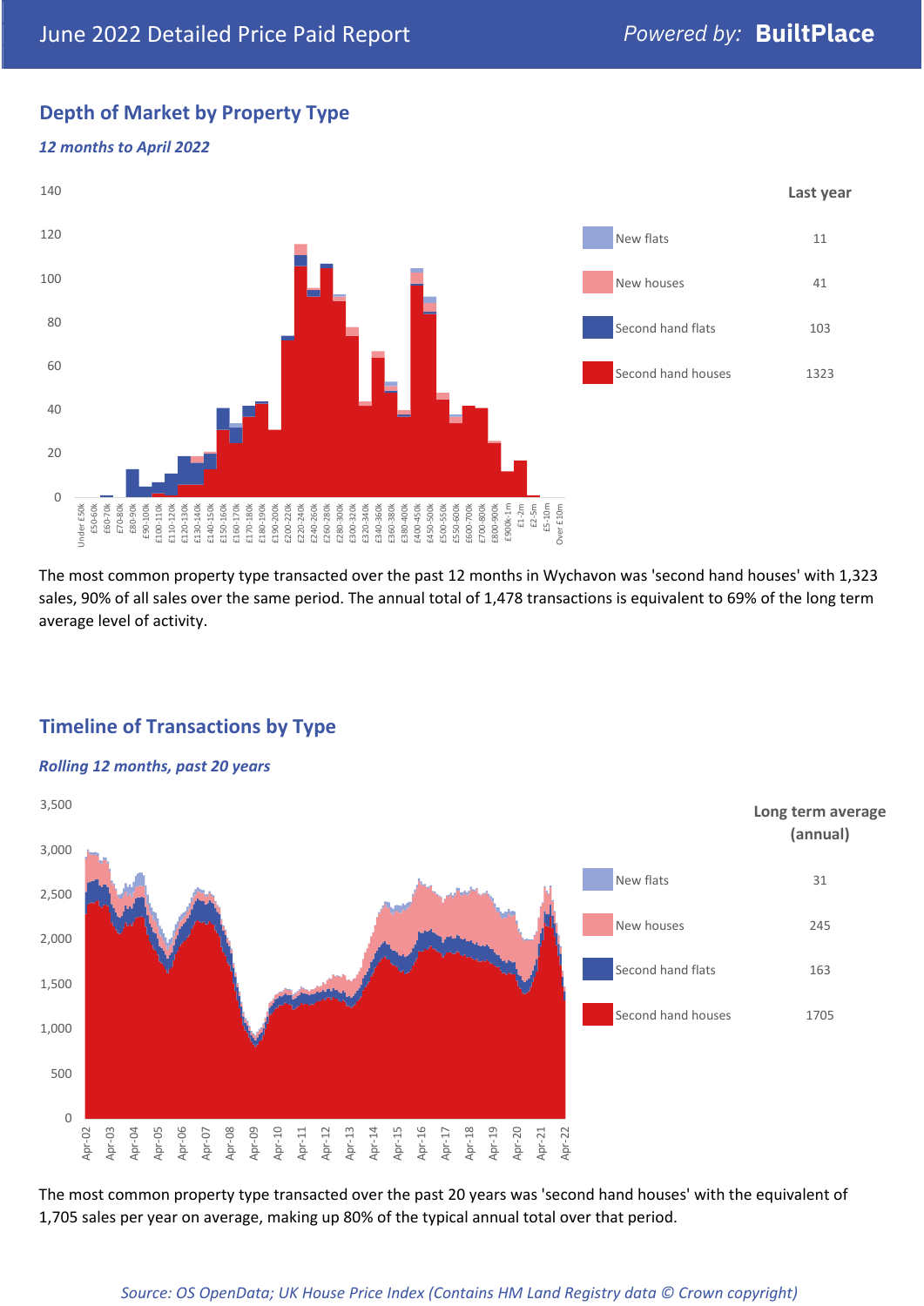June 2022 Detailed Price Paid Report

Powered by: **BuiltPlace**

## Depth of Market by Property Type

*12 months to April 2022*

0
20
40
60
80
100
120
140

Under £50k
£50-60k
£60-70k
£70-80k
£80-90k
£90-100k
£100-110k
£110-120k
£120-130k
£130-140k
£140-150k
£150-160k
£160-170k
£170-180k
£180-190k
£190-200k
£200-220k
£220-240k
£240-260k
£260-280k
£280-300k
£300-320k
£320-340k
£340-360k
£360-380k
£380-400k
£400-450k
£450-500k
£500-550k
£550-600k
£600-700k
£700-800k
£800-900k
£900k-1m
£1-2m
£2-5m
£5-10m
Over £10m

Last year

New flats 11
New houses 41
Second hand flats 103
Second hand houses 1323

The most common property type transacted over the past 12 months in Wychavon was 'second hand houses' with 1,323 sales, 90% of all sales over the same period. The annual total of 1,478 transactions is equivalent to 69% of the long term average level of activity.

## Timeline of Transactions by Type

*Rolling 12 months, past 20 years*

0
500
1,000
1,500
2,000
2,500
3,000
3,500

Apr-02
Apr-03
Apr-04
Apr-05
Apr-06
Apr-07
Apr-08
Apr-09
Apr-10
Apr-11
Apr-12
Apr-13
Apr-14
Apr-15
Apr-16
Apr-17
Apr-18
Apr-19
Apr-20
Apr-21
Apr-22

Long term average (annual)

New flats 31
New houses 245
Second hand flats 163
Second hand houses 1705

The most common property type transacted over the past 20 years was 'second hand houses' with the equivalent of 1,705 sales per year on average, making up 80% of the typical annual total over that period.

*Source: OS OpenData; UK House Price Index (Contains HM Land Registry data © Crown copyright)*